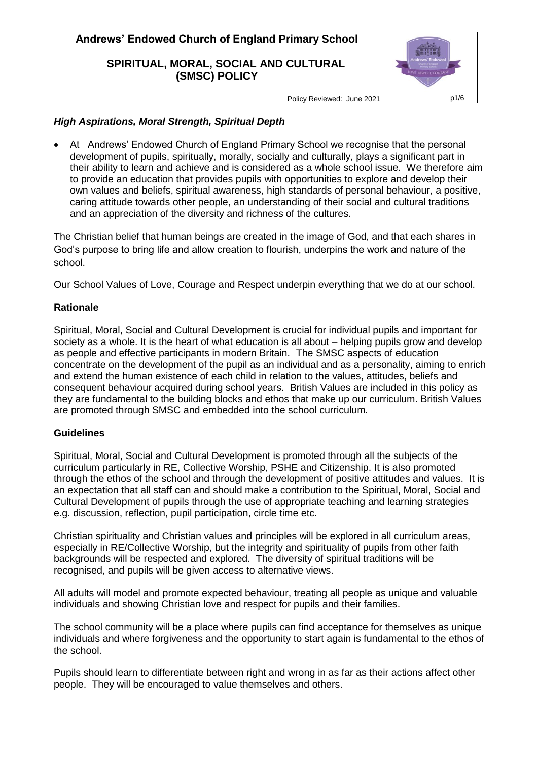# Andrews' Endowed Church of England Primary School

## SPIRITUAL, MORAL, SOCIAL AND CULTURAL (SMSC) POLICY

Policy Reviewed: June 2021

### *High Aspirations, Moral Strength, Spiritual Depth*

- At Andrews' Endowed Church of England Primary School we recognise that the personal development of pupils, spiritually, morally, socially and culturally, plays a significant part in their ability to learn and achieve and is considered as a whole school issue. We therefore aim to provide an education that provides pupils with opportunities to explore and develop their own values and beliefs, spiritual awareness, high standards of personal behaviour, a positive, caring attitude towards other people, an understanding of their social and cultural traditions and an appreciation of the diversity and richness of the cultures.

The Christian belief that human beings are created in the image of God, and that each shares in God's purpose to bring life and allow creation to flourish, underpins the work and nature of the school.

Our School Values of Love, Courage and Respect underpin everything that we do at our school.

### Rationale

Spiritual, Moral, Social and Cultural Development is crucial for individual pupils and important for society as a whole. It is the heart of what education is all about – helping pupils grow and develop as people and effective participants in modern Britain. The SMSC aspects of education concentrate on the development of the pupil as an individual and as a personality, aiming to enrich and extend the human existence of each child in relation to the values, attitudes, beliefs and consequent behaviour acquired during school years. British Values are included in this policy as they are fundamental to the building blocks and ethos that make up our curriculum. British Values are promoted through SMSC and embedded into the school curriculum.

### Guidelines

Spiritual, Moral, Social and Cultural Development is promoted through all the subjects of the curriculum particularly in RE, Collective Worship, PSHE and Citizenship. It is also promoted through the ethos of the school and through the development of positive attitudes and values. It is an expectation that all staff can and should make a contribution to the Spiritual, Moral, Social and Cultural Development of pupils through the use of appropriate teaching and learning strategies e.g. discussion, reflection, pupil participation, circle time etc.

Christian spirituality and Christian values and principles will be explored in all curriculum areas, especially in RE/Collective Worship, but the integrity and spirituality of pupils from other faith backgrounds will be respected and explored. The diversity of spiritual traditions will be recognised, and pupils will be given access to alternative views.

All adults will model and promote expected behaviour, treating all people as unique and valuable individuals and showing Christian love and respect for pupils and their families.

The school community will be a place where pupils can find acceptance for themselves as unique individuals and where forgiveness and the opportunity to start again is fundamental to the ethos of the school.

Pupils should learn to differentiate between right and wrong in as far as their actions affect other people. They will be encouraged to value themselves and others.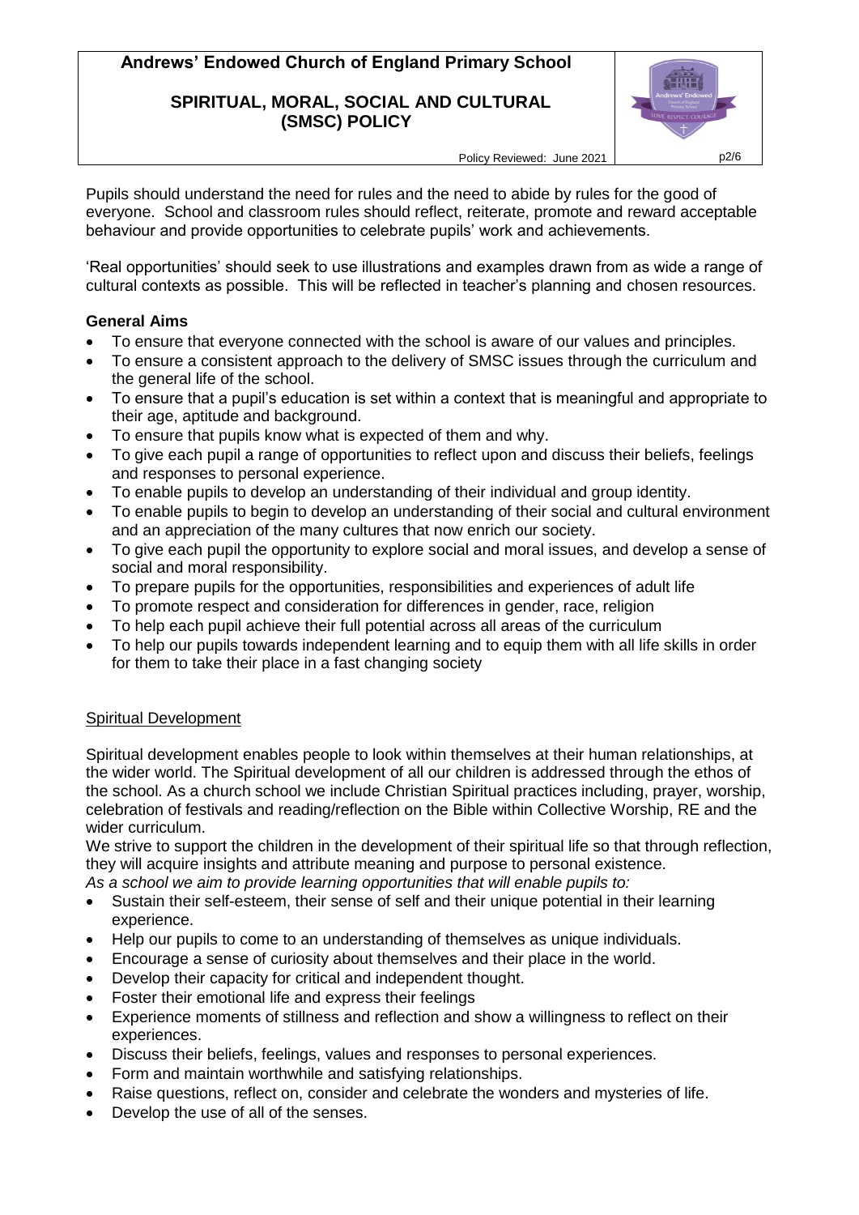Pupils should understand the need for rules and the need to abide by rules for the good of everyone. School and classroom rules should reflect, reiterate, promote and reward acceptable behaviour and provide opportunities to celebrate pupils' work and achievements.

'Real opportunities' should seek to use illustrations and examples drawn from as wide a range of cultural contexts as possible. This will be reflected in teacher's planning and chosen resources.

### General Aims

- To ensure that everyone connected with the school is aware of our values and principles.
- To ensure a consistent approach to the delivery of SMSC issues through the curriculum and the general life of the school.
- To ensure that a pupil's education is set within a context that is meaningful and appropriate to their age, aptitude and background.
- To ensure that pupils know what is expected of them and why.
- To give each pupil a range of opportunities to reflect upon and discuss their beliefs, feelings and responses to personal experience.
- To enable pupils to develop an understanding of their individual and group identity.
- To enable pupils to begin to develop an understanding of their social and cultural environment and an appreciation of the many cultures that now enrich our society.
- To give each pupil the opportunity to explore social and moral issues, and develop a sense of social and moral responsibility.
- To prepare pupils for the opportunities, responsibilities and experiences of adult life
- To promote respect and consideration for differences in gender, race, religion
- To help each pupil achieve their full potential across all areas of the curriculum
- To help our pupils towards independent learning and to equip them with all life skills in order for them to take their place in a fast changing society

### Spiritual Development

Spiritual development enables people to look within themselves at their human relationships, at the wider world. The Spiritual development of all our children is addressed through the ethos of the school. As a church school we include Christian Spiritual practices including, prayer, worship, celebration of festivals and reading/reflection on the Bible within Collective Worship, RE and the wider curriculum.

We strive to support the children in the development of their spiritual life so that through reflection, they will acquire insights and attribute meaning and purpose to personal existence.

*As a school we aim to provide learning opportunities that will enable pupils to:*

- Sustain their self-esteem, their sense of self and their unique potential in their learning experience.
- Help our pupils to come to an understanding of themselves as unique individuals.
- Encourage a sense of curiosity about themselves and their place in the world.
- Develop their capacity for critical and independent thought.
- Foster their emotional life and express their feelings
- Experience moments of stillness and reflection and show a willingness to reflect on their experiences.
- Discuss their beliefs, feelings, values and responses to personal experiences.
- Form and maintain worthwhile and satisfying relationships.
- Raise questions, reflect on, consider and celebrate the wonders and mysteries of life.
- Develop the use of all of the senses.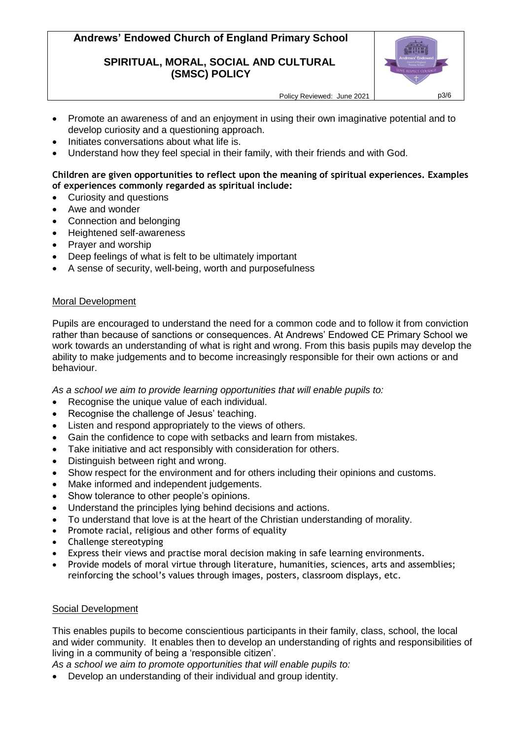- Promote an awareness of and an enjoyment in using their own imaginative potential and to develop curiosity and a questioning approach.
- Initiates conversations about what life is.
- Understand how they feel special in their family, with their friends and with God.

**Children are given opportunities to reflect upon the meaning of spiritual experiences. Examples of experiences commonly regarded as spiritual include:**

- Curiosity and questions
- Awe and wonder
- Connection and belonging
- Heightened self-awareness
- Prayer and worship
- Deep feelings of what is felt to be ultimately important
- A sense of security, well-being, worth and purposefulness

## Moral Development

Pupils are encouraged to understand the need for a common code and to follow it from conviction rather than because of sanctions or consequences. At Andrews' Endowed CE Primary School we work towards an understanding of what is right and wrong. From this basis pupils may develop the ability to make judgements and to become increasingly responsible for their own actions or and behaviour.

*As a school we aim to provide learning opportunities that will enable pupils to:*

- Recognise the unique value of each individual.
- Recognise the challenge of Jesus' teaching.
- Listen and respond appropriately to the views of others.
- Gain the confidence to cope with setbacks and learn from mistakes.
- Take initiative and act responsibly with consideration for others.
- Distinguish between right and wrong.
- Show respect for the environment and for others including their opinions and customs.
- Make informed and independent judgements.
- Show tolerance to other people's opinions.
- Understand the principles lying behind decisions and actions.
- To understand that love is at the heart of the Christian understanding of morality.
- Promote racial, religious and other forms of equality
- Challenge stereotyping
- Express their views and practise moral decision making in safe learning environments.
- Provide models of moral virtue through literature, humanities, sciences, arts and assemblies; reinforcing the school's values through images, posters, classroom displays, etc.

## Social Development

This enables pupils to become conscientious participants in their family, class, school, the local and wider community. It enables then to develop an understanding of rights and responsibilities of living in a community of being a 'responsible citizen'.

*As a school we aim to promote opportunities that will enable pupils to:*

- Develop an understanding of their individual and group identity.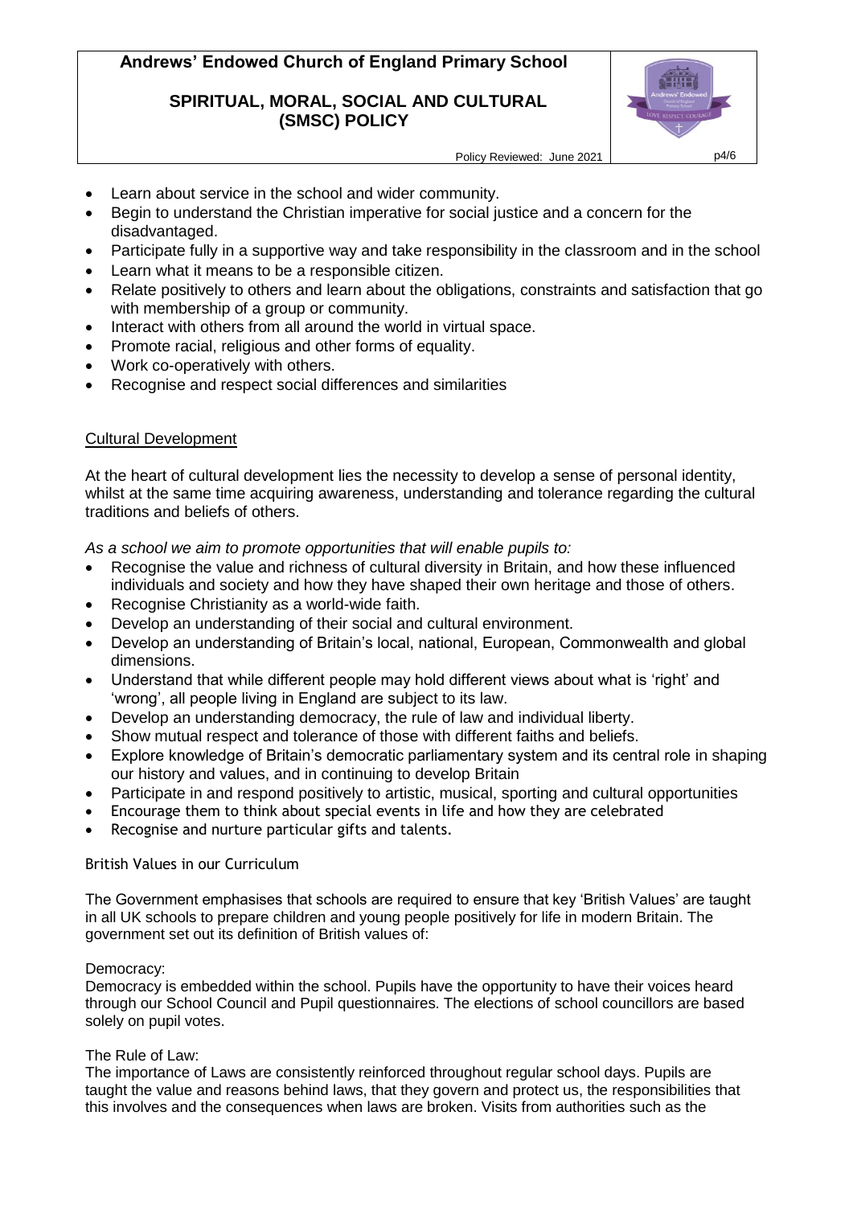- Learn about service in the school and wider community.
- Begin to understand the Christian imperative for social justice and a concern for the disadvantaged.
- Participate fully in a supportive way and take responsibility in the classroom and in the school
- Learn what it means to be a responsible citizen.
- Relate positively to others and learn about the obligations, constraints and satisfaction that go with membership of a group or community.
- Interact with others from all around the world in virtual space.
- Promote racial, religious and other forms of equality.
- Work co-operatively with others.
- Recognise and respect social differences and similarities

## Cultural Development

At the heart of cultural development lies the necessity to develop a sense of personal identity, whilst at the same time acquiring awareness, understanding and tolerance regarding the cultural traditions and beliefs of others.

*As a school we aim to promote opportunities that will enable pupils to:*

- Recognise the value and richness of cultural diversity in Britain, and how these influenced individuals and society and how they have shaped their own heritage and those of others.
- Recognise Christianity as a world-wide faith.
- Develop an understanding of their social and cultural environment.
- Develop an understanding of Britain's local, national, European, Commonwealth and global dimensions.
- Understand that while different people may hold different views about what is 'right' and 'wrong', all people living in England are subject to its law.
- Develop an understanding democracy, the rule of law and individual liberty.
- Show mutual respect and tolerance of those with different faiths and beliefs.
- Explore knowledge of Britain's democratic parliamentary system and its central role in shaping our history and values, and in continuing to develop Britain
- Participate in and respond positively to artistic, musical, sporting and cultural opportunities
- Encourage them to think about special events in life and how they are celebrated
- Recognise and nurture particular gifts and talents.

### British Values in our Curriculum

The Government emphasises that schools are required to ensure that key 'British Values' are taught in all UK schools to prepare children and young people positively for life in modern Britain. The government set out its definition of British values of:

Democracy:
Democracy is embedded within the school. Pupils have the opportunity to have their voices heard through our School Council and Pupil questionnaires. The elections of school councillors are based solely on pupil votes.

The Rule of Law:
The importance of Laws are consistently reinforced throughout regular school days. Pupils are taught the value and reasons behind laws, that they govern and protect us, the responsibilities that this involves and the consequences when laws are broken. Visits from authorities such as the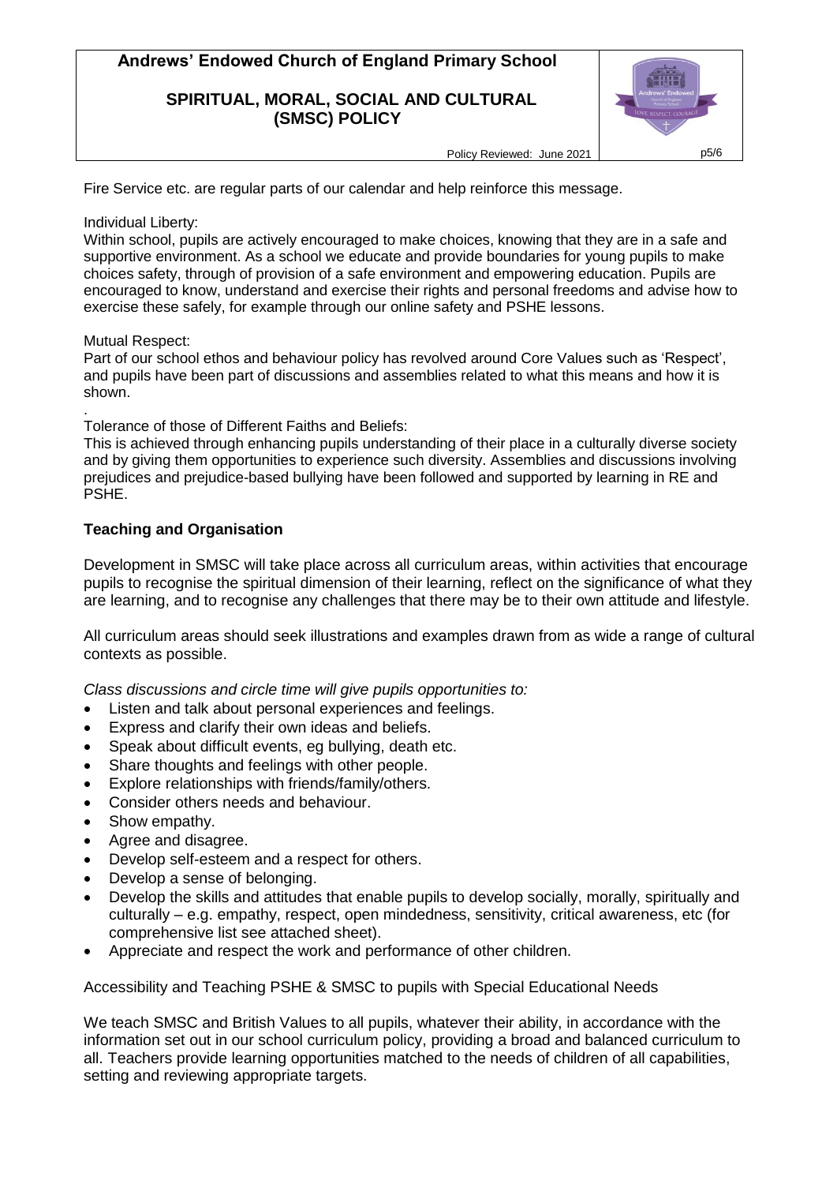Fire Service etc. are regular parts of our calendar and help reinforce this message.

Individual Liberty:
Within school, pupils are actively encouraged to make choices, knowing that they are in a safe and supportive environment. As a school we educate and provide boundaries for young pupils to make choices safety, through of provision of a safe environment and empowering education. Pupils are encouraged to know, understand and exercise their rights and personal freedoms and advise how to exercise these safely, for example through our online safety and PSHE lessons.

Mutual Respect:
Part of our school ethos and behaviour policy has revolved around Core Values such as 'Respect', and pupils have been part of discussions and assemblies related to what this means and how it is shown.

.
Tolerance of those of Different Faiths and Beliefs:
This is achieved through enhancing pupils understanding of their place in a culturally diverse society and by giving them opportunities to experience such diversity. Assemblies and discussions involving prejudices and prejudice-based bullying have been followed and supported by learning in RE and PSHE.

## Teaching and Organisation

Development in SMSC will take place across all curriculum areas, within activities that encourage pupils to recognise the spiritual dimension of their learning, reflect on the significance of what they are learning, and to recognise any challenges that there may be to their own attitude and lifestyle.

All curriculum areas should seek illustrations and examples drawn from as wide a range of cultural contexts as possible.

*Class discussions and circle time will give pupils opportunities to:*

- Listen and talk about personal experiences and feelings.
- Express and clarify their own ideas and beliefs.
- Speak about difficult events, eg bullying, death etc.
- Share thoughts and feelings with other people.
- Explore relationships with friends/family/others.
- Consider others needs and behaviour.
- Show empathy.
- Agree and disagree.
- Develop self-esteem and a respect for others.
- Develop a sense of belonging.
- Develop the skills and attitudes that enable pupils to develop socially, morally, spiritually and culturally – e.g. empathy, respect, open mindedness, sensitivity, critical awareness, etc (for comprehensive list see attached sheet).
- Appreciate and respect the work and performance of other children.

Accessibility and Teaching PSHE & SMSC to pupils with Special Educational Needs

We teach SMSC and British Values to all pupils, whatever their ability, in accordance with the information set out in our school curriculum policy, providing a broad and balanced curriculum to all. Teachers provide learning opportunities matched to the needs of children of all capabilities, setting and reviewing appropriate targets.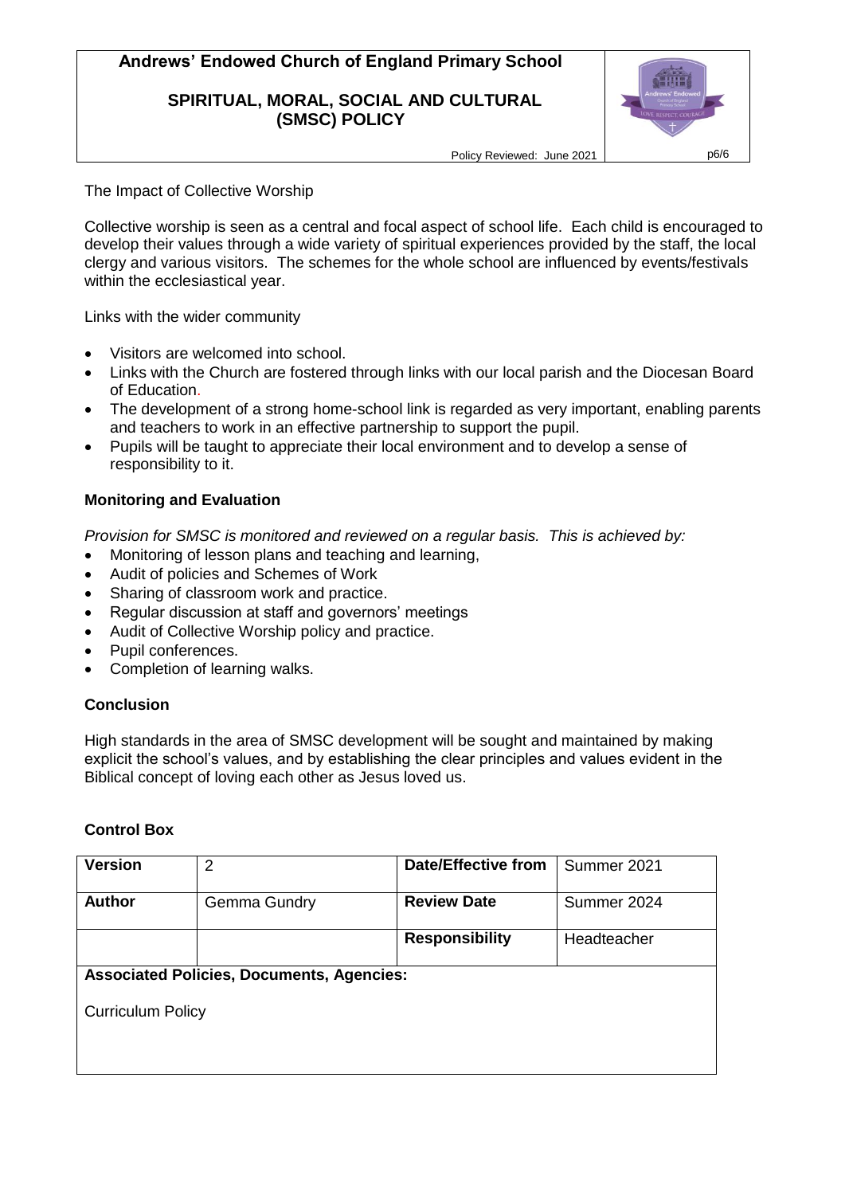The Impact of Collective Worship

Collective worship is seen as a central and focal aspect of school life. Each child is encouraged to develop their values through a wide variety of spiritual experiences provided by the staff, the local clergy and various visitors. The schemes for the whole school are influenced by events/festivals within the ecclesiastical year.

Links with the wider community

- Visitors are welcomed into school.
- Links with the Church are fostered through links with our local parish and the Diocesan Board of Education.
- The development of a strong home-school link is regarded as very important, enabling parents and teachers to work in an effective partnership to support the pupil.
- Pupils will be taught to appreciate their local environment and to develop a sense of responsibility to it.

**Monitoring and Evaluation**

*Provision for SMSC is monitored and reviewed on a regular basis. This is achieved by:*

- Monitoring of lesson plans and teaching and learning,
- Audit of policies and Schemes of Work
- Sharing of classroom work and practice.
- Regular discussion at staff and governors' meetings
- Audit of Collective Worship policy and practice.
- Pupil conferences.
- Completion of learning walks.

**Conclusion**

High standards in the area of SMSC development will be sought and maintained by making explicit the school's values, and by establishing the clear principles and values evident in the Biblical concept of loving each other as Jesus loved us.

**Control Box**

| **Version** | 2 | **Date/Effective from** | Summer 2021 |
|---|---|---|---|
| **Author** | Gemma Gundry | **Review Date** | Summer 2024 |
| | | **Responsibility** | Headteacher |
| **Associated Policies, Documents, Agencies:** Curriculum Policy | | | |